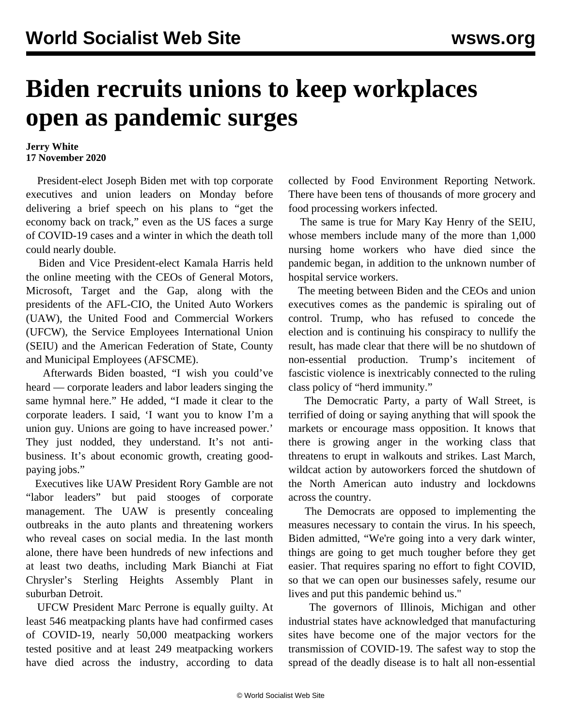# Biden recruits unions to keep workplaces open as pandemic surges

**Jerry White**
**17 November 2020**

President-elect Joseph Biden met with top corporate executives and union leaders on Monday before delivering a brief speech on his plans to "get the economy back on track," even as the US faces a surge of COVID-19 cases and a winter in which the death toll could nearly double.

Biden and Vice President-elect Kamala Harris held the online meeting with the CEOs of General Motors, Microsoft, Target and the Gap, along with the presidents of the AFL-CIO, the United Auto Workers (UAW), the United Food and Commercial Workers (UFCW), the Service Employees International Union (SEIU) and the American Federation of State, County and Municipal Employees (AFSCME).

Afterwards Biden boasted, "I wish you could've heard — corporate leaders and labor leaders singing the same hymnal here." He added, "I made it clear to the corporate leaders. I said, 'I want you to know I'm a union guy. Unions are going to have increased power.' They just nodded, they understand. It's not anti-business. It's about economic growth, creating good-paying jobs."

Executives like UAW President Rory Gamble are not "labor leaders" but paid stooges of corporate management. The UAW is presently concealing outbreaks in the auto plants and threatening workers who reveal cases on social media. In the last month alone, there have been hundreds of new infections and at least two deaths, including Mark Bianchi at Fiat Chrysler's Sterling Heights Assembly Plant in suburban Detroit.

UFCW President Marc Perrone is equally guilty. At least 546 meatpacking plants have had confirmed cases of COVID-19, nearly 50,000 meatpacking workers tested positive and at least 249 meatpacking workers have died across the industry, according to data collected by Food Environment Reporting Network. There have been tens of thousands of more grocery and food processing workers infected.

The same is true for Mary Kay Henry of the SEIU, whose members include many of the more than 1,000 nursing home workers who have died since the pandemic began, in addition to the unknown number of hospital service workers.

The meeting between Biden and the CEOs and union executives comes as the pandemic is spiraling out of control. Trump, who has refused to concede the election and is continuing his conspiracy to nullify the result, has made clear that there will be no shutdown of non-essential production. Trump's incitement of fascistic violence is inextricably connected to the ruling class policy of "herd immunity."

The Democratic Party, a party of Wall Street, is terrified of doing or saying anything that will spook the markets or encourage mass opposition. It knows that there is growing anger in the working class that threatens to erupt in walkouts and strikes. Last March, wildcat action by autoworkers forced the shutdown of the North American auto industry and lockdowns across the country.

The Democrats are opposed to implementing the measures necessary to contain the virus. In his speech, Biden admitted, "We're going into a very dark winter, things are going to get much tougher before they get easier. That requires sparing no effort to fight COVID, so that we can open our businesses safely, resume our lives and put this pandemic behind us."

The governors of Illinois, Michigan and other industrial states have acknowledged that manufacturing sites have become one of the major vectors for the transmission of COVID-19. The safest way to stop the spread of the deadly disease is to halt all non-essential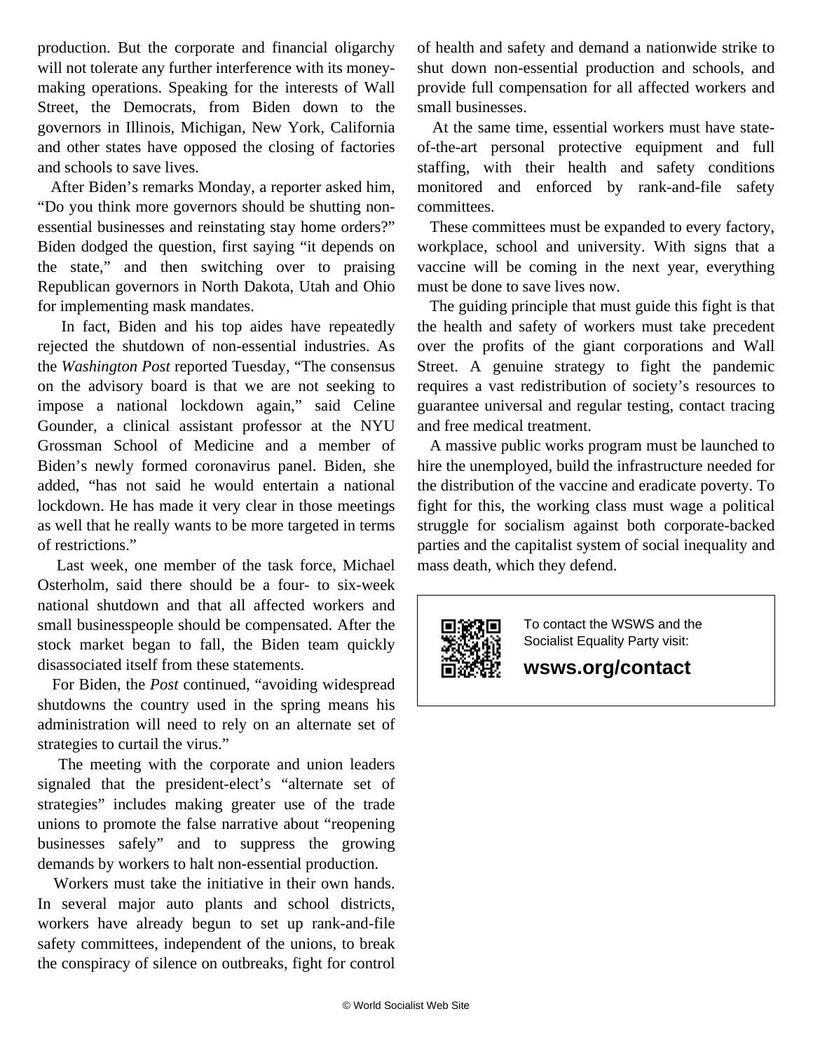production. But the corporate and financial oligarchy will not tolerate any further interference with its money-making operations. Speaking for the interests of Wall Street, the Democrats, from Biden down to the governors in Illinois, Michigan, New York, California and other states have opposed the closing of factories and schools to save lives.

After Biden's remarks Monday, a reporter asked him, "Do you think more governors should be shutting non-essential businesses and reinstating stay home orders?" Biden dodged the question, first saying "it depends on the state," and then switching over to praising Republican governors in North Dakota, Utah and Ohio for implementing mask mandates.

In fact, Biden and his top aides have repeatedly rejected the shutdown of non-essential industries. As the *Washington Post* reported Tuesday, "The consensus on the advisory board is that we are not seeking to impose a national lockdown again," said Celine Gounder, a clinical assistant professor at the NYU Grossman School of Medicine and a member of Biden's newly formed coronavirus panel. Biden, she added, "has not said he would entertain a national lockdown. He has made it very clear in those meetings as well that he really wants to be more targeted in terms of restrictions."

Last week, one member of the task force, Michael Osterholm, said there should be a four- to six-week national shutdown and that all affected workers and small businesspeople should be compensated. After the stock market began to fall, the Biden team quickly disassociated itself from these statements.

For Biden, the *Post* continued, "avoiding widespread shutdowns the country used in the spring means his administration will need to rely on an alternate set of strategies to curtail the virus."

The meeting with the corporate and union leaders signaled that the president-elect's "alternate set of strategies" includes making greater use of the trade unions to promote the false narrative about "reopening businesses safely" and to suppress the growing demands by workers to halt non-essential production.

Workers must take the initiative in their own hands. In several major auto plants and school districts, workers have already begun to set up rank-and-file safety committees, independent of the unions, to break the conspiracy of silence on outbreaks, fight for control of health and safety and demand a nationwide strike to shut down non-essential production and schools, and provide full compensation for all affected workers and small businesses.

At the same time, essential workers must have state-of-the-art personal protective equipment and full staffing, with their health and safety conditions monitored and enforced by rank-and-file safety committees.

These committees must be expanded to every factory, workplace, school and university. With signs that a vaccine will be coming in the next year, everything must be done to save lives now.

The guiding principle that must guide this fight is that the health and safety of workers must take precedent over the profits of the giant corporations and Wall Street. A genuine strategy to fight the pandemic requires a vast redistribution of society's resources to guarantee universal and regular testing, contact tracing and free medical treatment.

A massive public works program must be launched to hire the unemployed, build the infrastructure needed for the distribution of the vaccine and eradicate poverty. To fight for this, the working class must wage a political struggle for socialism against both corporate-backed parties and the capitalist system of social inequality and mass death, which they defend.

To contact the WSWS and the Socialist Equality Party visit:

**wsws.org/contact**